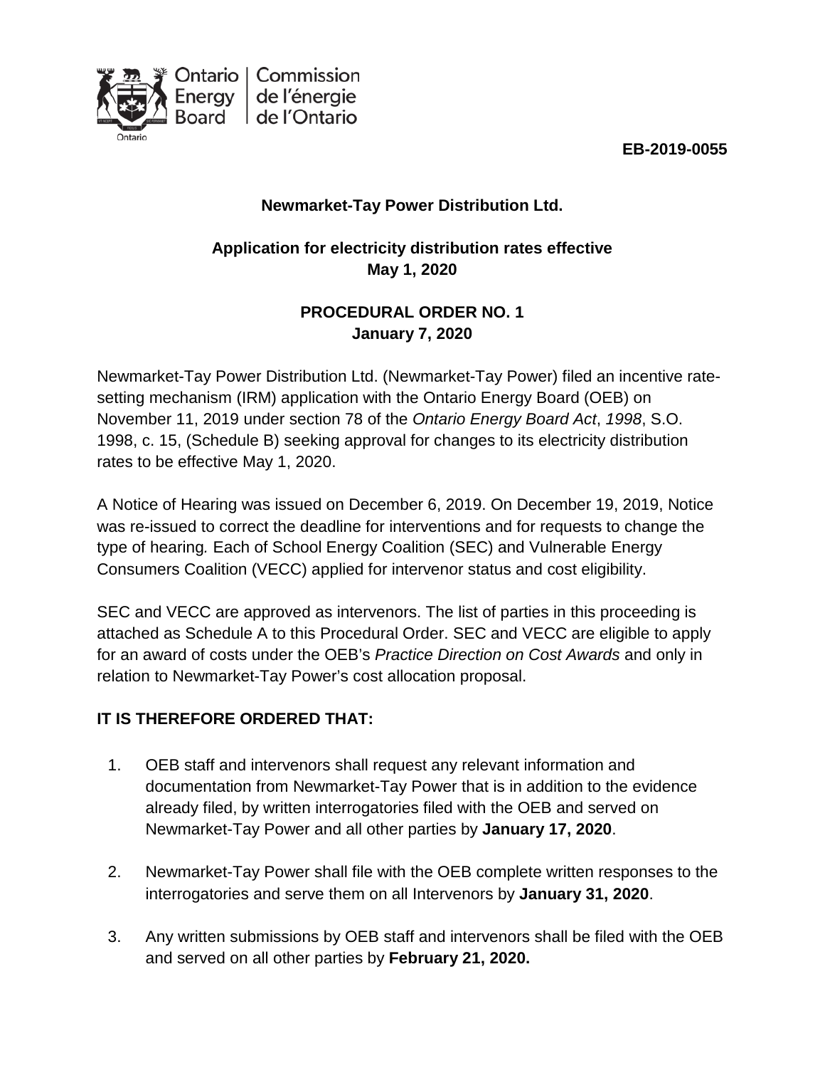Ontario Energy Board | Commission de l'énergie de l'Ontario

**EB-2019-0055**

**Newmarket-Tay Power Distribution Ltd.**

**Application for electricity distribution rates effective May 1, 2020**

**PROCEDURAL ORDER NO. 1**
**January 7, 2020**

Newmarket-Tay Power Distribution Ltd. (Newmarket-Tay Power) filed an incentive rate-setting mechanism (IRM) application with the Ontario Energy Board (OEB) on November 11, 2019 under section 78 of the *Ontario Energy Board Act*, *1998*, S.O. 1998, c. 15, (Schedule B) seeking approval for changes to its electricity distribution rates to be effective May 1, 2020.

A Notice of Hearing was issued on December 6, 2019. On December 19, 2019, Notice was re-issued to correct the deadline for interventions and for requests to change the type of hearing. Each of School Energy Coalition (SEC) and Vulnerable Energy Consumers Coalition (VECC) applied for intervenor status and cost eligibility.

SEC and VECC are approved as intervenors. The list of parties in this proceeding is attached as Schedule A to this Procedural Order. SEC and VECC are eligible to apply for an award of costs under the OEB's *Practice Direction on Cost Awards* and only in relation to Newmarket-Tay Power's cost allocation proposal.

**IT IS THEREFORE ORDERED THAT:**

1. OEB staff and intervenors shall request any relevant information and documentation from Newmarket-Tay Power that is in addition to the evidence already filed, by written interrogatories filed with the OEB and served on Newmarket-Tay Power and all other parties by **January 17, 2020**.

2. Newmarket-Tay Power shall file with the OEB complete written responses to the interrogatories and serve them on all Intervenors by **January 31, 2020**.

3. Any written submissions by OEB staff and intervenors shall be filed with the OEB and served on all other parties by **February 21, 2020.**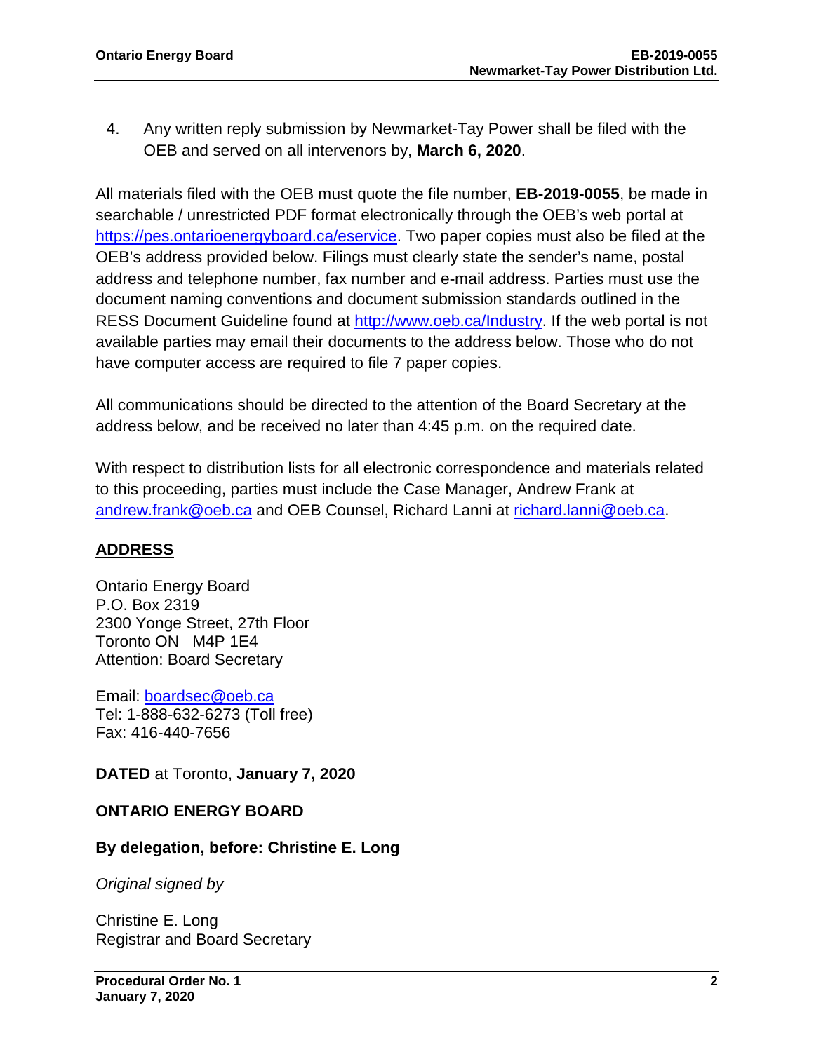4. Any written reply submission by Newmarket-Tay Power shall be filed with the OEB and served on all intervenors by, **March 6, 2020**.

All materials filed with the OEB must quote the file number, **EB-2019-0055**, be made in searchable / unrestricted PDF format electronically through the OEB's web portal at https://pes.ontarioenergyboard.ca/eservice. Two paper copies must also be filed at the OEB's address provided below. Filings must clearly state the sender's name, postal address and telephone number, fax number and e-mail address. Parties must use the document naming conventions and document submission standards outlined in the RESS Document Guideline found at http://www.oeb.ca/Industry. If the web portal is not available parties may email their documents to the address below. Those who do not have computer access are required to file 7 paper copies.

All communications should be directed to the attention of the Board Secretary at the address below, and be received no later than 4:45 p.m. on the required date.

With respect to distribution lists for all electronic correspondence and materials related to this proceeding, parties must include the Case Manager, Andrew Frank at andrew.frank@oeb.ca and OEB Counsel, Richard Lanni at richard.lanni@oeb.ca.

## ADDRESS

Ontario Energy Board
P.O. Box 2319
2300 Yonge Street, 27th Floor
Toronto ON M4P 1E4
Attention: Board Secretary

Email: boardsec@oeb.ca
Tel: 1-888-632-6273 (Toll free)
Fax: 416-440-7656

**DATED** at Toronto, **January 7, 2020**

**ONTARIO ENERGY BOARD**

**By delegation, before: Christine E. Long**

*Original signed by*

Christine E. Long
Registrar and Board Secretary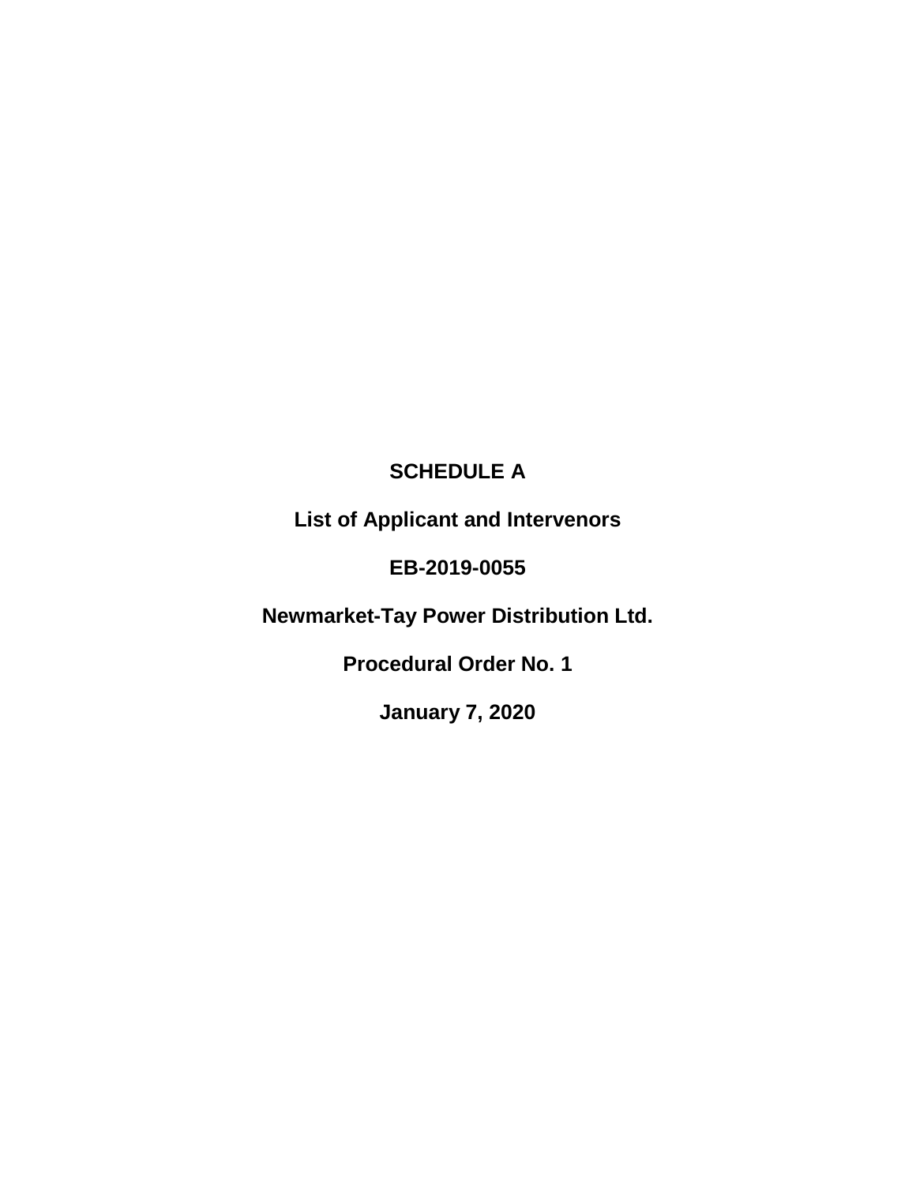**SCHEDULE A**

**List of Applicant and Intervenors**

**EB-2019-0055**

**Newmarket-Tay Power Distribution Ltd.**

**Procedural Order No. 1**

**January 7, 2020**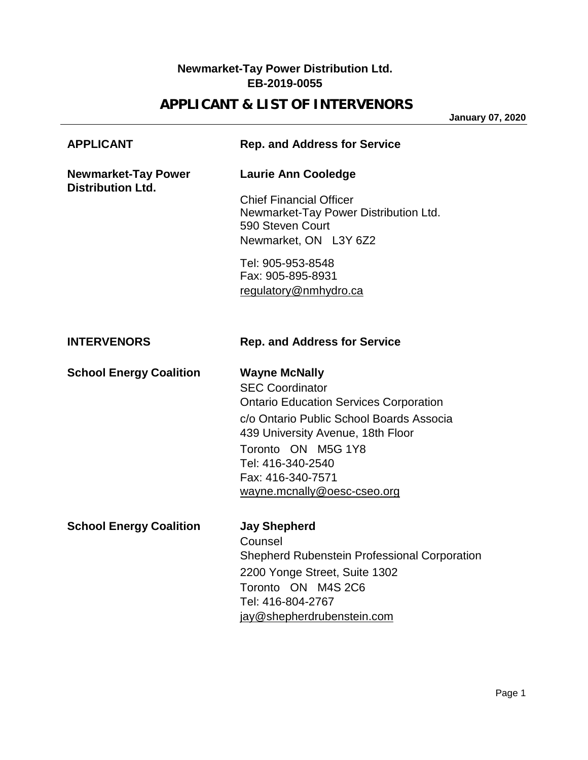**Newmarket-Tay Power Distribution Ltd.**
**EB-2019-0055**

# APPLICANT & LIST OF INTERVENORS

**January 07, 2020**

| **APPLICANT** | **Rep. and Address for Service** |
|---|---|
| **Newmarket-Tay Power Distribution Ltd.** | **Laurie Ann Cooledge**<br><br>Chief Financial Officer<br>Newmarket-Tay Power Distribution Ltd.<br>590 Steven Court<br>Newmarket, ON L3Y 6Z2<br><br>Tel: 905-953-8548<br>Fax: 905-895-8931<br>regulatory@nmhydro.ca |

| **INTERVENORS** | **Rep. and Address for Service** |
|---|---|
| **School Energy Coalition** | **Wayne McNally**<br>SEC Coordinator<br>Ontario Education Services Corporation<br>c/o Ontario Public School Boards Associa<br>439 University Avenue, 18th Floor<br>Toronto ON M5G 1Y8<br>Tel: 416-340-2540<br>Fax: 416-340-7571<br>wayne.mcnally@oesc-cseo.org |
| **School Energy Coalition** | **Jay Shepherd**<br>Counsel<br>Shepherd Rubenstein Professional Corporation<br>2200 Yonge Street, Suite 1302<br>Toronto ON M4S 2C6<br>Tel: 416-804-2767<br>jay@shepherdrubenstein.com |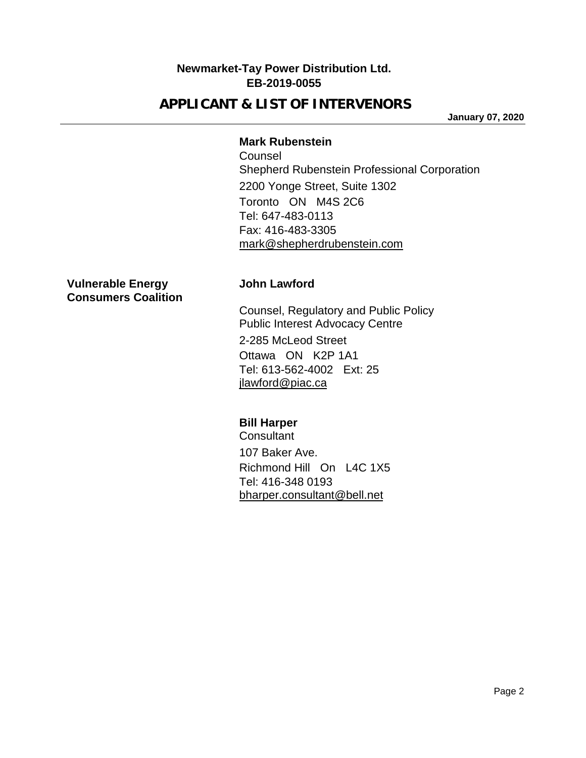**Newmarket-Tay Power Distribution Ltd.**
**EB-2019-0055**

# APPLICANT & LIST OF INTERVENORS

**January 07, 2020**

| | |
|---|---|
| | **Mark Rubenstein**<br>Counsel<br>Shepherd Rubenstein Professional Corporation<br>2200 Yonge Street, Suite 1302<br>Toronto ON M4S 2C6<br>Tel: 647-483-0113<br>Fax: 416-483-3305<br>mark@shepherdrubenstein.com |
| **Vulnerable Energy Consumers Coalition** | **John Lawford**<br>Counsel, Regulatory and Public Policy<br>Public Interest Advocacy Centre<br>2-285 McLeod Street<br>Ottawa ON K2P 1A1<br>Tel: 613-562-4002 Ext: 25<br>jlawford@piac.ca |
| | **Bill Harper**<br>Consultant<br>107 Baker Ave.<br>Richmond Hill On L4C 1X5<br>Tel: 416-348 0193<br>bharper.consultant@bell.net |